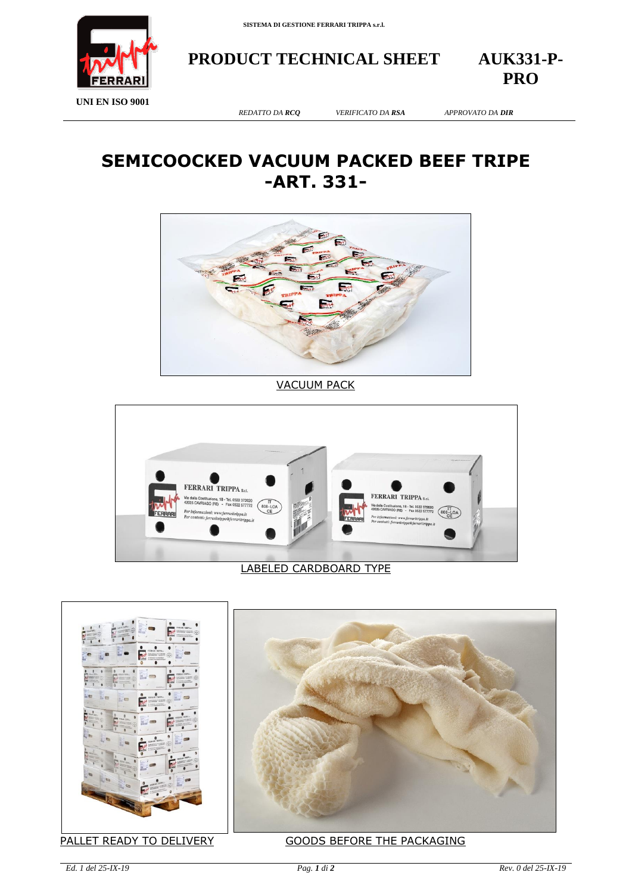SISTEMA DI GESTIONE FERRARI TRIPPA s.r.l.

UNI EN ISO 9001

# PRODUCT TECHNICAL SHEET

**AUK331-P-PRO**

*REDATTO DA **RCQ*** | *VERIFICATO DA **RSA*** | *APPROVATO DA **DIR***

# SEMICOOCKED VACUUM PACKED BEEF TRIPE -ART. 331-

VACUUM PACK

LABELED CARDBOARD TYPE

PALLET READY TO DELIVERY

GOODS BEFORE THE PACKAGING

*Ed. 1 del 25-IX-19*

*Rev. 0 del 25-IX-19*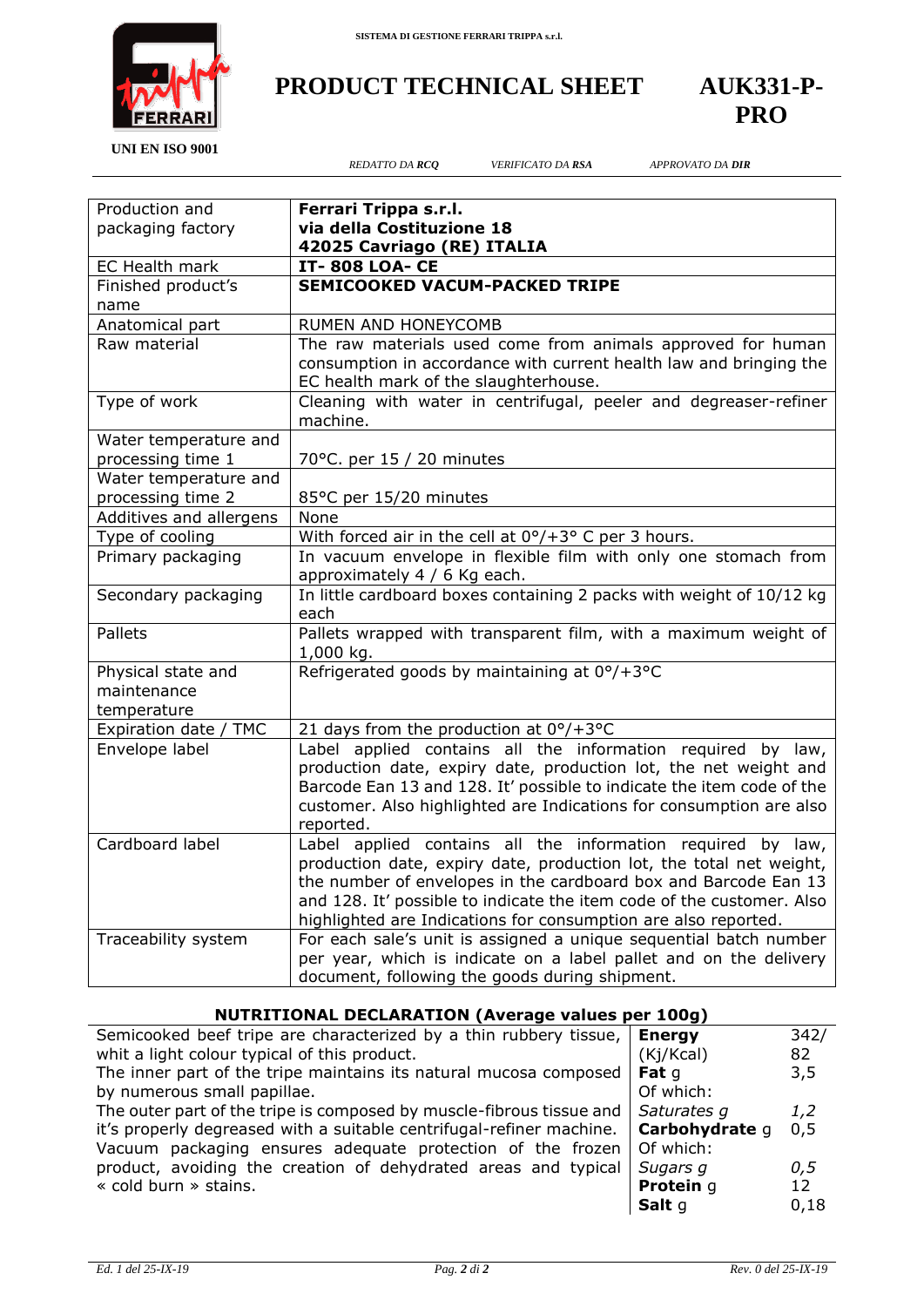SISTEMA DI GESTIONE FERRARI TRIPPA s.r.l.

# PRODUCT TECHNICAL SHEET AUK331-P-PRO

UNI EN ISO 9001

*REDATTO DA **RCQ*** *VERIFICATO DA **RSA*** *APPROVATO DA **DIR***

| | |
|---|---|
| Production and packaging factory | **Ferrari Trippa s.r.l. via della Costituzione 18 42025 Cavriago (RE) ITALIA** |
| EC Health mark | **IT- 808 LOA- CE** |
| Finished product's name | **SEMICOOKED VACUM-PACKED TRIPE** |
| Anatomical part | RUMEN AND HONEYCOMB |
| Raw material | The raw materials used come from animals approved for human consumption in accordance with current health law and bringing the EC health mark of the slaughterhouse. |
| Type of work | Cleaning with water in centrifugal, peeler and degreaser-refiner machine. |
| Water temperature and processing time 1 | 70°C. per 15 / 20 minutes |
| Water temperature and processing time 2 | 85°C per 15/20 minutes |
| Additives and allergens | None |
| Type of cooling | With forced air in the cell at 0°/+3° C per 3 hours. |
| Primary packaging | In vacuum envelope in flexible film with only one stomach from approximately 4 / 6 Kg each. |
| Secondary packaging | In little cardboard boxes containing 2 packs with weight of 10/12 kg each |
| Pallets | Pallets wrapped with transparent film, with a maximum weight of 1,000 kg. |
| Physical state and maintenance temperature | Refrigerated goods by maintaining at 0°/+3°C |
| Expiration date / TMC | 21 days from the production at 0°/+3°C |
| Envelope label | Label applied contains all the information required by law, production date, expiry date, production lot, the net weight and Barcode Ean 13 and 128. It' possible to indicate the item code of the customer. Also highlighted are Indications for consumption are also reported. |
| Cardboard label | Label applied contains all the information required by law, production date, expiry date, production lot, the total net weight, the number of envelopes in the cardboard box and Barcode Ean 13 and 128. It' possible to indicate the item code of the customer. Also highlighted are Indications for consumption are also reported. |
| Traceability system | For each sale's unit is assigned a unique sequential batch number per year, which is indicate on a label pallet and on the delivery document, following the goods during shipment. |

## NUTRITIONAL DECLARATION (Average values per 100g)

Semicooked beef tripe are characterized by a thin rubbery tissue, whit a light colour typical of this product.
The inner part of the tripe maintains its natural mucosa composed by numerous small papillae.
The outer part of the tripe is composed by muscle-fibrous tissue and it's properly degreased with a suitable centrifugal-refiner machine.
Vacuum packaging ensures adequate protection of the frozen product, avoiding the creation of dehydrated areas and typical « cold burn » stains.

| | |
|---|---|
| **Energy** (Kj/Kcal) | 342/ 82 |
| **Fat** g | 3,5 |
| Of which: | |
| *Saturates g* | *1,2* |
| **Carbohydrate** g | 0,5 |
| Of which: | |
| *Sugars g* | *0,5* |
| **Protein** g | 12 |
| **Salt** g | 0,18 |

*Ed. 1 del 25-IX-19* *Rev. 0 del 25-IX-19*